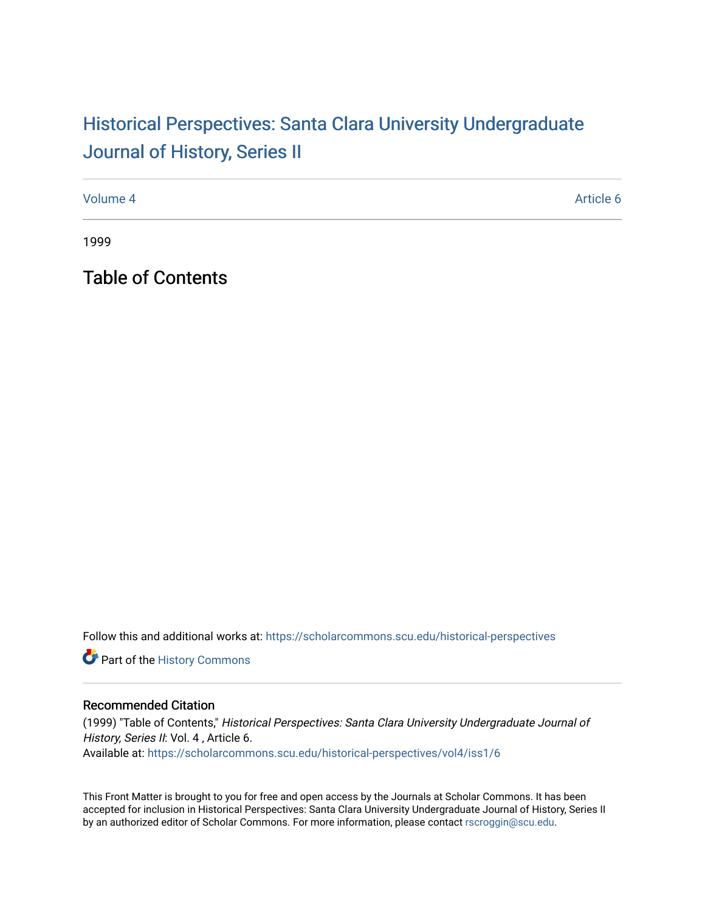# Historical Perspectives: Santa Clara University Undergraduate Journal of History, Series II

Volume 4 | Article 6

1999

## Table of Contents

Follow this and additional works at: https://scholarcommons.scu.edu/historical-perspectives

Part of the History Commons

### Recommended Citation

(1999) "Table of Contents," *Historical Perspectives: Santa Clara University Undergraduate Journal of History, Series II*: Vol. 4 , Article 6.
Available at: https://scholarcommons.scu.edu/historical-perspectives/vol4/iss1/6

This Front Matter is brought to you for free and open access by the Journals at Scholar Commons. It has been accepted for inclusion in Historical Perspectives: Santa Clara University Undergraduate Journal of History, Series II by an authorized editor of Scholar Commons. For more information, please contact rscroggin@scu.edu.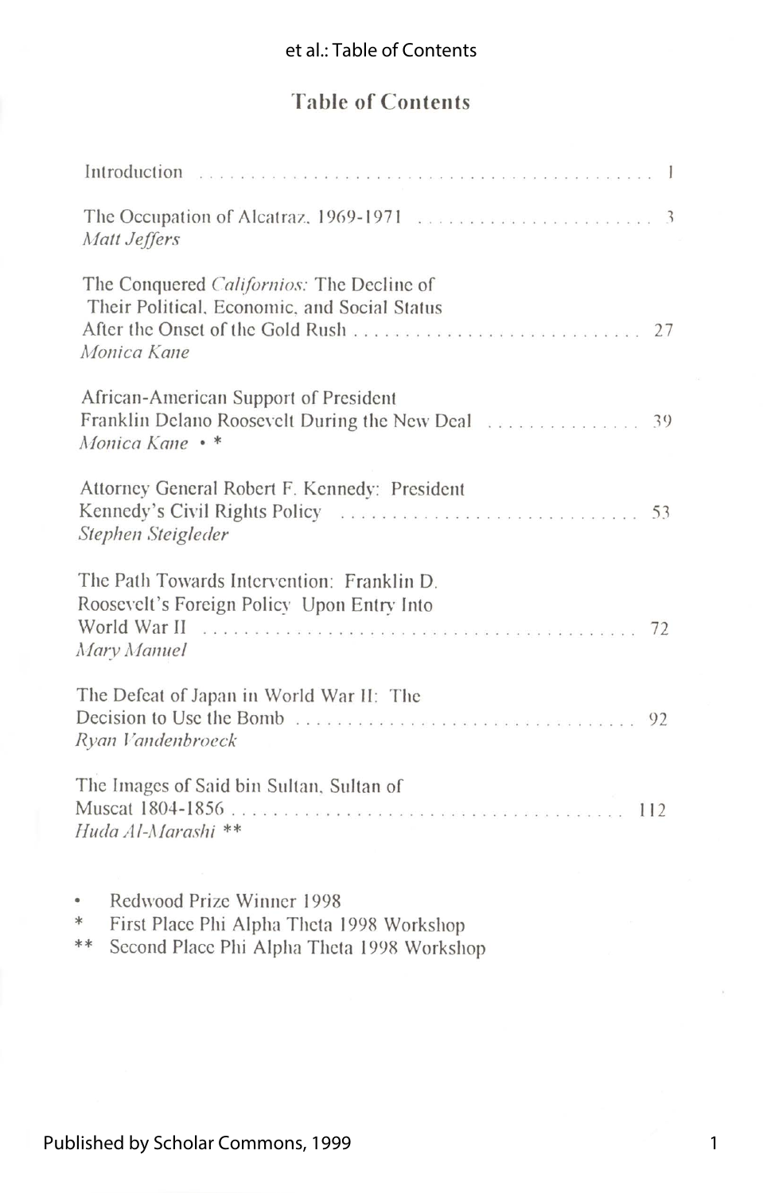# Table of Contents

Introduction . . . . . . . . . . . . . . . . . . . . . . . . . . . . . . . . . . . . . . . . . . . . 1

The Occupation of Alcatraz, 1969-1971 . . . . . . . . . . . . . . . . . . . . . . . . 3
*Matt Jeffers*

The Conquered *Californios:* The Decline of Their Political, Economic, and Social Status After the Onset of the Gold Rush . . . . . . . . . . . . . . . . . . . . . . . . . . . . 27
*Monica Kane*

African-American Support of President Franklin Delano Roosevelt During the New Deal . . . . . . . . . . . . . . . 39
*Monica Kane* • *

Attorney General Robert F. Kennedy: President Kennedy's Civil Rights Policy . . . . . . . . . . . . . . . . . . . . . . . . . . . . . 53
*Stephen Steigleder*

The Path Towards Intervention: Franklin D. Roosevelt's Foreign Policy Upon Entry Into World War II . . . . . . . . . . . . . . . . . . . . . . . . . . . . . . . . . . . . . . . 72
*Mary Manuel*

The Defeat of Japan in World War II: The Decision to Use the Bomb . . . . . . . . . . . . . . . . . . . . . . . . . . . . . . . . . 92
*Ryan Vandenbroeck*

The Images of Said bin Sultan, Sultan of Muscat 1804-1856 . . . . . . . . . . . . . . . . . . . . . . . . . . . . . . . . . . . . . . . 112
*Huda Al-Marashi* **

- • Redwood Prize Winner 1998
- \* First Place Phi Alpha Theta 1998 Workshop
- \*\* Second Place Phi Alpha Theta 1998 Workshop